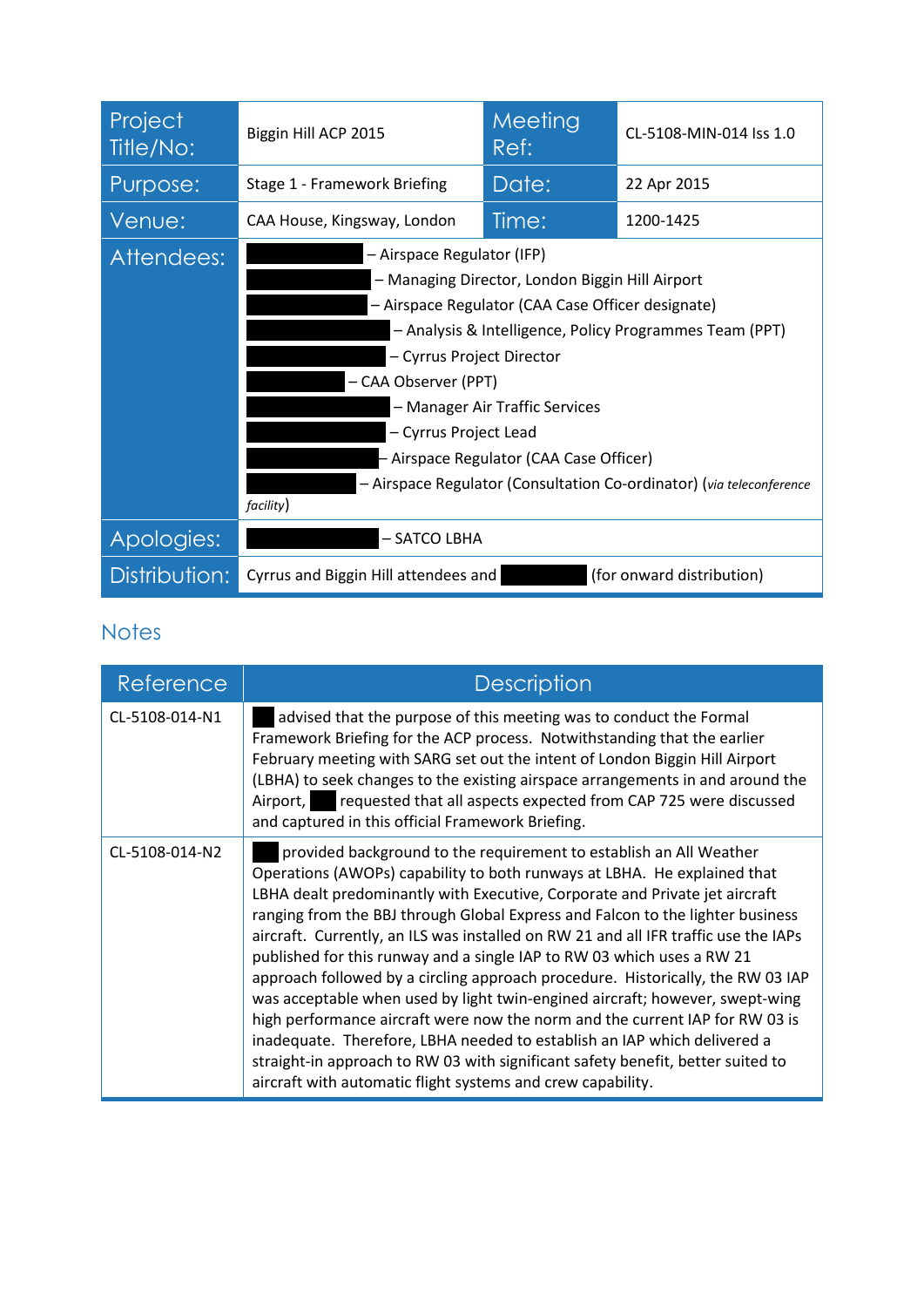| Project Title/No: | Biggin Hill ACP 2015 | Meeting Ref: | CL-5108-MIN-014 Iss 1.0 |
|---|---|---|---|
| Purpose: | Stage 1 - Framework Briefing | Date: | 22 Apr 2015 |
| Venue: | CAA House, Kingsway, London | Time: | 1200-1425 |
| Attendees: | – Airspace Regulator (IFP)<br>– Managing Director, London Biggin Hill Airport<br>– Airspace Regulator (CAA Case Officer designate)<br>– Analysis & Intelligence, Policy Programmes Team (PPT)<br>– Cyrrus Project Director<br>– CAA Observer (PPT)<br>– Manager Air Traffic Services<br>– Cyrrus Project Lead<br>– Airspace Regulator (CAA Case Officer)<br>– Airspace Regulator (Consultation Co-ordinator) (*via teleconference facility*) | | |
| Apologies: | – SATCO LBHA | | |
| Distribution: | Cyrrus and Biggin Hill attendees and (for onward distribution) | | |

## Notes

| Reference | Description |
|---|---|
| CL-5108-014-N1 | advised that the purpose of this meeting was to conduct the Formal Framework Briefing for the ACP process. Notwithstanding that the earlier February meeting with SARG set out the intent of London Biggin Hill Airport (LBHA) to seek changes to the existing airspace arrangements in and around the Airport, requested that all aspects expected from CAP 725 were discussed and captured in this official Framework Briefing. |
| CL-5108-014-N2 | provided background to the requirement to establish an All Weather Operations (AWOPs) capability to both runways at LBHA. He explained that LBHA dealt predominantly with Executive, Corporate and Private jet aircraft ranging from the BBJ through Global Express and Falcon to the lighter business aircraft. Currently, an ILS was installed on RW 21 and all IFR traffic use the IAPs published for this runway and a single IAP to RW 03 which uses a RW 21 approach followed by a circling approach procedure. Historically, the RW 03 IAP was acceptable when used by light twin-engined aircraft; however, swept-wing high performance aircraft were now the norm and the current IAP for RW 03 is inadequate. Therefore, LBHA needed to establish an IAP which delivered a straight-in approach to RW 03 with significant safety benefit, better suited to aircraft with automatic flight systems and crew capability. |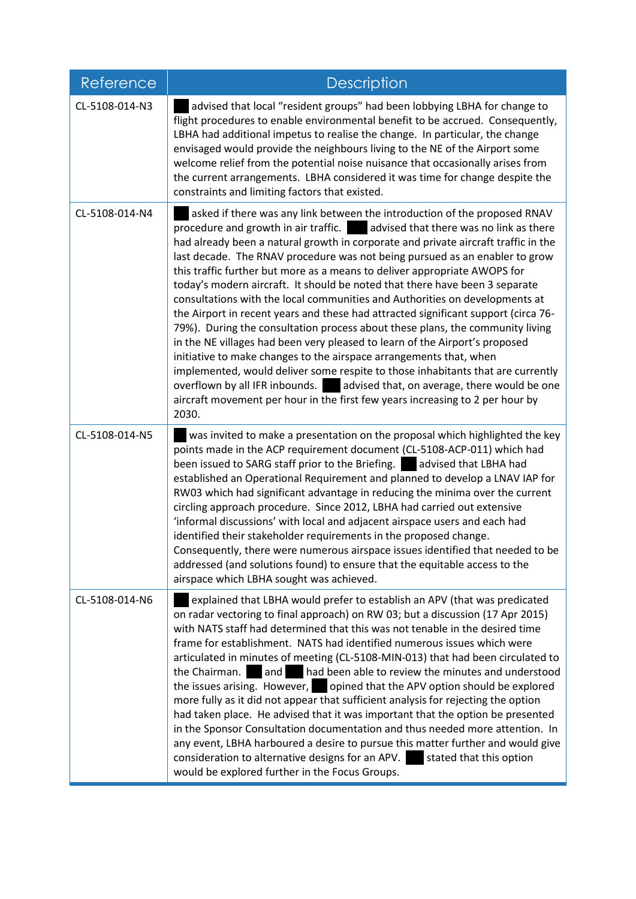| Reference | Description |
|---|---|
| CL-5108-014-N3 | ██ advised that local "resident groups" had been lobbying LBHA for change to flight procedures to enable environmental benefit to be accrued. Consequently, LBHA had additional impetus to realise the change. In particular, the change envisaged would provide the neighbours living to the NE of the Airport some welcome relief from the potential noise nuisance that occasionally arises from the current arrangements. LBHA considered it was time for change despite the constraints and limiting factors that existed. |
| CL-5108-014-N4 | ██ asked if there was any link between the introduction of the proposed RNAV procedure and growth in air traffic. ██ advised that there was no link as there had already been a natural growth in corporate and private aircraft traffic in the last decade. The RNAV procedure was not being pursued as an enabler to grow this traffic further but more as a means to deliver appropriate AWOPS for today's modern aircraft. It should be noted that there have been 3 separate consultations with the local communities and Authorities on developments at the Airport in recent years and these had attracted significant support (circa 76-79%). During the consultation process about these plans, the community living in the NE villages had been very pleased to learn of the Airport's proposed initiative to make changes to the airspace arrangements that, when implemented, would deliver some respite to those inhabitants that are currently overflown by all IFR inbounds. ██ advised that, on average, there would be one aircraft movement per hour in the first few years increasing to 2 per hour by 2030. |
| CL-5108-014-N5 | ██ was invited to make a presentation on the proposal which highlighted the key points made in the ACP requirement document (CL-5108-ACP-011) which had been issued to SARG staff prior to the Briefing. ██ advised that LBHA had established an Operational Requirement and planned to develop a LNAV IAP for RW03 which had significant advantage in reducing the minima over the current circling approach procedure. Since 2012, LBHA had carried out extensive 'informal discussions' with local and adjacent airspace users and each had identified their stakeholder requirements in the proposed change. Consequently, there were numerous airspace issues identified that needed to be addressed (and solutions found) to ensure that the equitable access to the airspace which LBHA sought was achieved. |
| CL-5108-014-N6 | ██ explained that LBHA would prefer to establish an APV (that was predicated on radar vectoring to final approach) on RW 03; but a discussion (17 Apr 2015) with NATS staff had determined that this was not tenable in the desired time frame for establishment. NATS had identified numerous issues which were articulated in minutes of meeting (CL-5108-MIN-013) that had been circulated to the Chairman. ██ and ██ had been able to review the minutes and understood the issues arising. However, ██ opined that the APV option should be explored more fully as it did not appear that sufficient analysis for rejecting the option had taken place. He advised that it was important that the option be presented in the Sponsor Consultation documentation and thus needed more attention. In any event, LBHA harboured a desire to pursue this matter further and would give consideration to alternative designs for an APV. ██ stated that this option would be explored further in the Focus Groups. |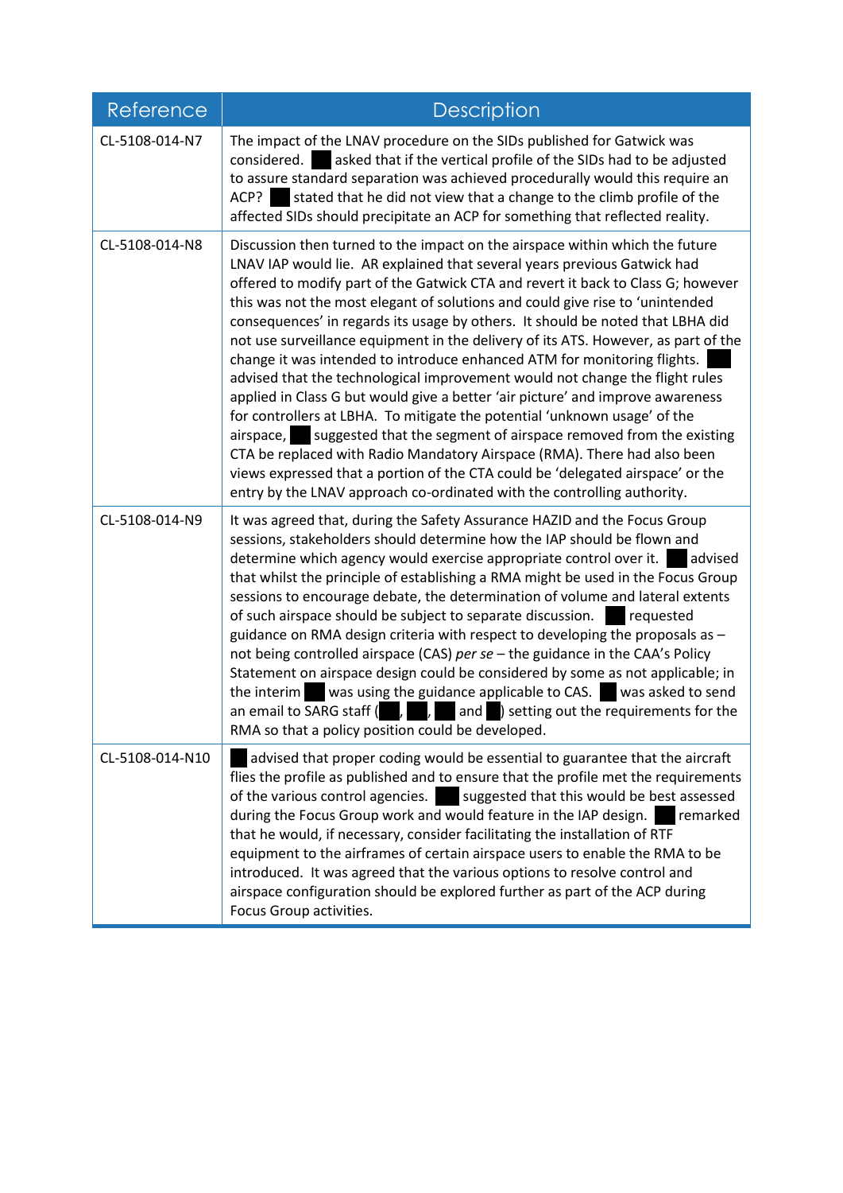| Reference | Description |
|---|---|
| CL-5108-014-N7 | The impact of the LNAV procedure on the SIDs published for Gatwick was considered. ██ asked that if the vertical profile of the SIDs had to be adjusted to assure standard separation was achieved procedurally would this require an ACP? ██ stated that he did not view that a change to the climb profile of the affected SIDs should precipitate an ACP for something that reflected reality. |
| CL-5108-014-N8 | Discussion then turned to the impact on the airspace within which the future LNAV IAP would lie. AR explained that several years previous Gatwick had offered to modify part of the Gatwick CTA and revert it back to Class G; however this was not the most elegant of solutions and could give rise to 'unintended consequences' in regards its usage by others. It should be noted that LBHA did not use surveillance equipment in the delivery of its ATS. However, as part of the change it was intended to introduce enhanced ATM for monitoring flights. ██ advised that the technological improvement would not change the flight rules applied in Class G but would give a better 'air picture' and improve awareness for controllers at LBHA. To mitigate the potential 'unknown usage' of the airspace, ██ suggested that the segment of airspace removed from the existing CTA be replaced with Radio Mandatory Airspace (RMA). There had also been views expressed that a portion of the CTA could be 'delegated airspace' or the entry by the LNAV approach co-ordinated with the controlling authority. |
| CL-5108-014-N9 | It was agreed that, during the Safety Assurance HAZID and the Focus Group sessions, stakeholders should determine how the IAP should be flown and determine which agency would exercise appropriate control over it. ██ advised that whilst the principle of establishing a RMA might be used in the Focus Group sessions to encourage debate, the determination of volume and lateral extents of such airspace should be subject to separate discussion. ██ requested guidance on RMA design criteria with respect to developing the proposals as – not being controlled airspace (CAS) *per se* – the guidance in the CAA's Policy Statement on airspace design could be considered by some as not applicable; in the interim ██ was using the guidance applicable to CAS. ██ was asked to send an email to SARG staff (██, ██, ██ and ██) setting out the requirements for the RMA so that a policy position could be developed. |
| CL-5108-014-N10 | ██ advised that proper coding would be essential to guarantee that the aircraft flies the profile as published and to ensure that the profile met the requirements of the various control agencies. ██ suggested that this would be best assessed during the Focus Group work and would feature in the IAP design. ██ remarked that he would, if necessary, consider facilitating the installation of RTF equipment to the airframes of certain airspace users to enable the RMA to be introduced. It was agreed that the various options to resolve control and airspace configuration should be explored further as part of the ACP during Focus Group activities. |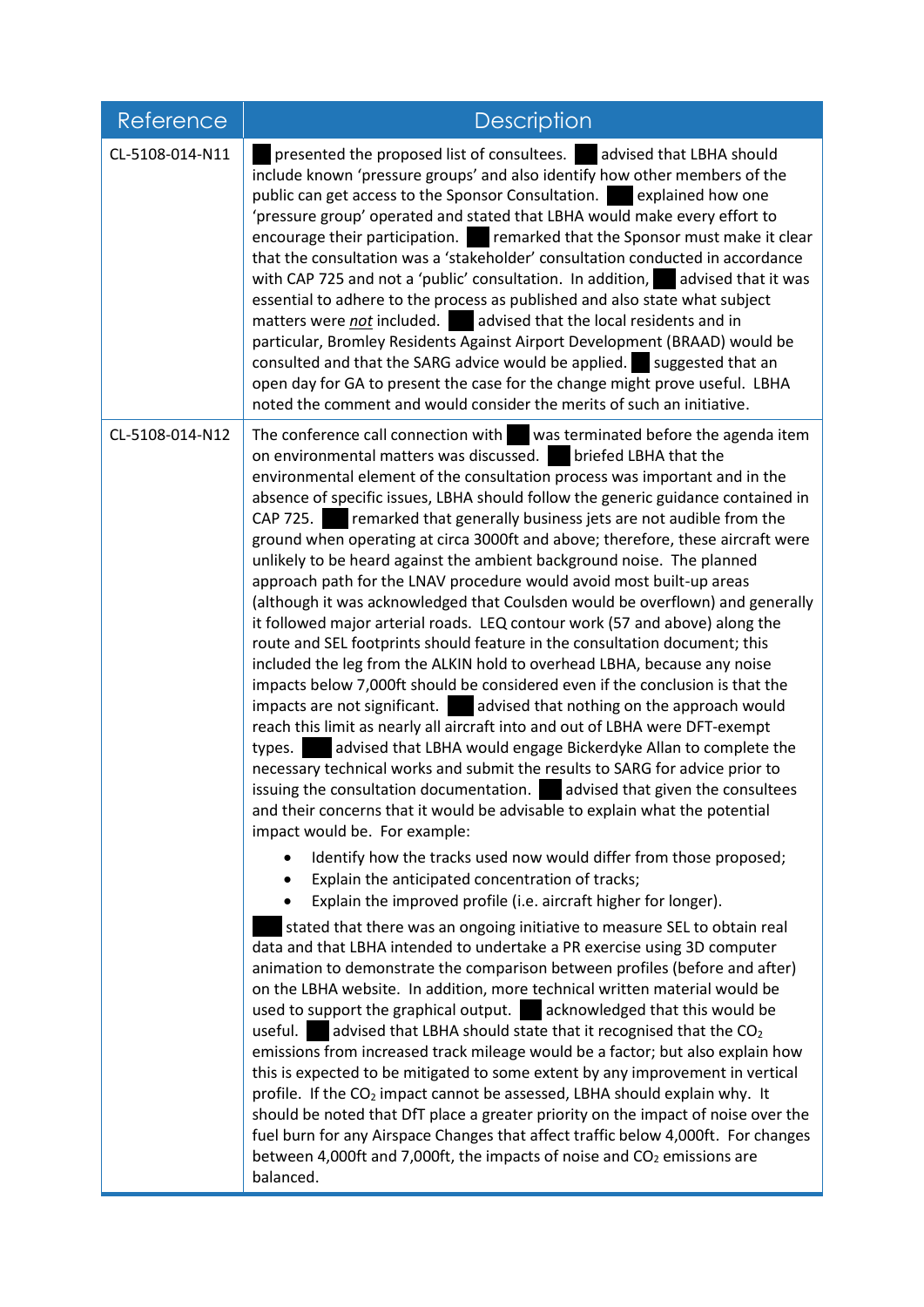| Reference | Description |
|---|---|
| CL-5108-014-N11 | ██ presented the proposed list of consultees. ██ advised that LBHA should include known 'pressure groups' and also identify how other members of the public can get access to the Sponsor Consultation. ██ explained how one 'pressure group' operated and stated that LBHA would make every effort to encourage their participation. ██ remarked that the Sponsor must make it clear that the consultation was a 'stakeholder' consultation conducted in accordance with CAP 725 and not a 'public' consultation. In addition, ██ advised that it was essential to adhere to the process as published and also state what subject matters were <u>*not*</u> included. ██ advised that the local residents and in particular, Bromley Residents Against Airport Development (BRAAD) would be consulted and that the SARG advice would be applied. ██ suggested that an open day for GA to present the case for the change might prove useful. LBHA noted the comment and would consider the merits of such an initiative. |
| CL-5108-014-N12 | The conference call connection with ██ was terminated before the agenda item on environmental matters was discussed. ██ briefed LBHA that the environmental element of the consultation process was important and in the absence of specific issues, LBHA should follow the generic guidance contained in CAP 725. ██ remarked that generally business jets are not audible from the ground when operating at circa 3000ft and above; therefore, these aircraft were unlikely to be heard against the ambient background noise. The planned approach path for the LNAV procedure would avoid most built-up areas (although it was acknowledged that Coulsden would be overflown) and generally it followed major arterial roads. LEQ contour work (57 and above) along the route and SEL footprints should feature in the consultation document; this included the leg from the ALKIN hold to overhead LBHA, because any noise impacts below 7,000ft should be considered even if the conclusion is that the impacts are not significant. ██ advised that nothing on the approach would reach this limit as nearly all aircraft into and out of LBHA were DFT-exempt types. ██ advised that LBHA would engage Bickerdyke Allan to complete the necessary technical works and submit the results to SARG for advice prior to issuing the consultation documentation. ██ advised that given the consultees and their concerns that it would be advisable to explain what the potential impact would be. For example:<br>• Identify how the tracks used now would differ from those proposed;<br>• Explain the anticipated concentration of tracks;<br>• Explain the improved profile (i.e. aircraft higher for longer).<br>██ stated that there was an ongoing initiative to measure SEL to obtain real data and that LBHA intended to undertake a PR exercise using 3D computer animation to demonstrate the comparison between profiles (before and after) on the LBHA website. In addition, more technical written material would be used to support the graphical output. ██ acknowledged that this would be useful. ██ advised that LBHA should state that it recognised that the $CO_2$ emissions from increased track mileage would be a factor; but also explain how this is expected to be mitigated to some extent by any improvement in vertical profile. If the $CO_2$ impact cannot be assessed, LBHA should explain why. It should be noted that DfT place a greater priority on the impact of noise over the fuel burn for any Airspace Changes that affect traffic below 4,000ft. For changes between 4,000ft and 7,000ft, the impacts of noise and $CO_2$ emissions are balanced. |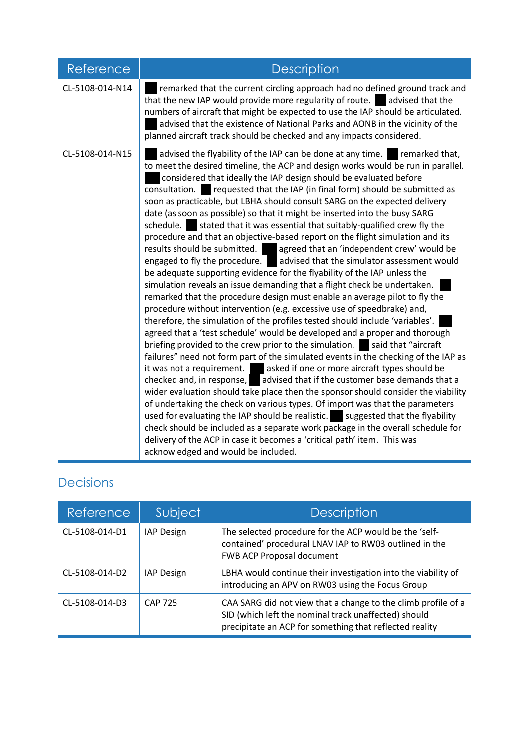| Reference | Description |
|---|---|
| CL-5108-014-N14 | ██ remarked that the current circling approach had no defined ground track and that the new IAP would provide more regularity of route. ██ advised that the numbers of aircraft that might be expected to use the IAP should be articulated. ██ advised that the existence of National Parks and AONB in the vicinity of the planned aircraft track should be checked and any impacts considered. |
| CL-5108-014-N15 | ██ advised the flyability of the IAP can be done at any time. ██ remarked that, to meet the desired timeline, the ACP and design works would be run in parallel. ██ considered that ideally the IAP design should be evaluated before consultation. ██ requested that the IAP (in final form) should be submitted as soon as practicable, but LBHA should consult SARG on the expected delivery date (as soon as possible) so that it might be inserted into the busy SARG schedule. ██ stated that it was essential that suitably-qualified crew fly the procedure and that an objective-based report on the flight simulation and its results should be submitted. ██ agreed that an 'independent crew' would be engaged to fly the procedure. ██ advised that the simulator assessment would be adequate supporting evidence for the flyability of the IAP unless the simulation reveals an issue demanding that a flight check be undertaken. ██ remarked that the procedure design must enable an average pilot to fly the procedure without intervention (e.g. excessive use of speedbrake) and, therefore, the simulation of the profiles tested should include 'variables'. ██ agreed that a 'test schedule' would be developed and a proper and thorough briefing provided to the crew prior to the simulation. ██ said that "aircraft failures" need not form part of the simulated events in the checking of the IAP as it was not a requirement. ██ asked if one or more aircraft types should be checked and, in response, ██ advised that if the customer base demands that a wider evaluation should take place then the sponsor should consider the viability of undertaking the check on various types. Of import was that the parameters used for evaluating the IAP should be realistic. ██ suggested that the flyability check should be included as a separate work package in the overall schedule for delivery of the ACP in case it becomes a 'critical path' item. This was acknowledged and would be included. |

## Decisions

| Reference | Subject | Description |
|---|---|---|
| CL-5108-014-D1 | IAP Design | The selected procedure for the ACP would be the 'self-contained' procedural LNAV IAP to RW03 outlined in the FWB ACP Proposal document |
| CL-5108-014-D2 | IAP Design | LBHA would continue their investigation into the viability of introducing an APV on RW03 using the Focus Group |
| CL-5108-014-D3 | CAP 725 | CAA SARG did not view that a change to the climb profile of a SID (which left the nominal track unaffected) should precipitate an ACP for something that reflected reality |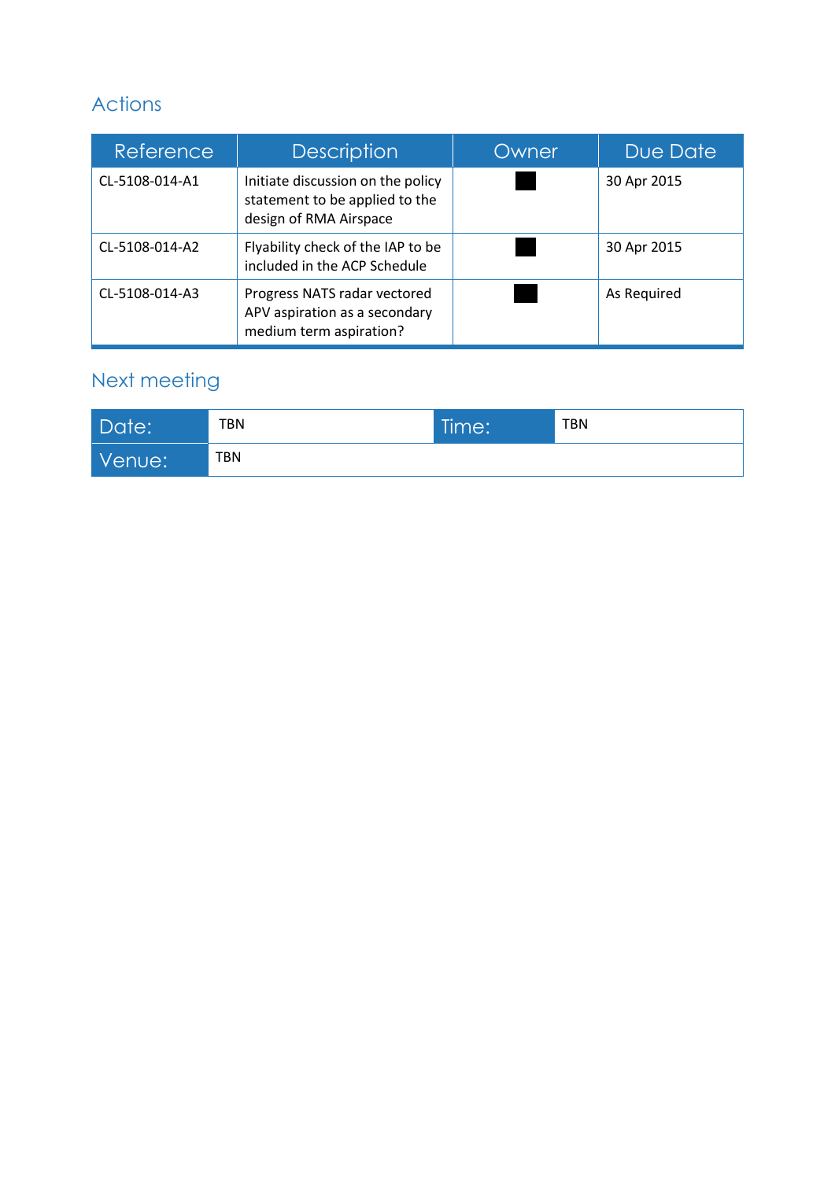## Actions

| Reference | Description | Owner | Due Date |
| --- | --- | --- | --- |
| CL-5108-014-A1 | Initiate discussion on the policy statement to be applied to the design of RMA Airspace | ■ | 30 Apr 2015 |
| CL-5108-014-A2 | Flyability check of the IAP to be included in the ACP Schedule | ■ | 30 Apr 2015 |
| CL-5108-014-A3 | Progress NATS radar vectored APV aspiration as a secondary medium term aspiration? | ■ | As Required |

## Next meeting

| | | | |
| --- | --- | --- | --- |
| Date: | TBN | Time: | TBN |
| Venue: | TBN | | |